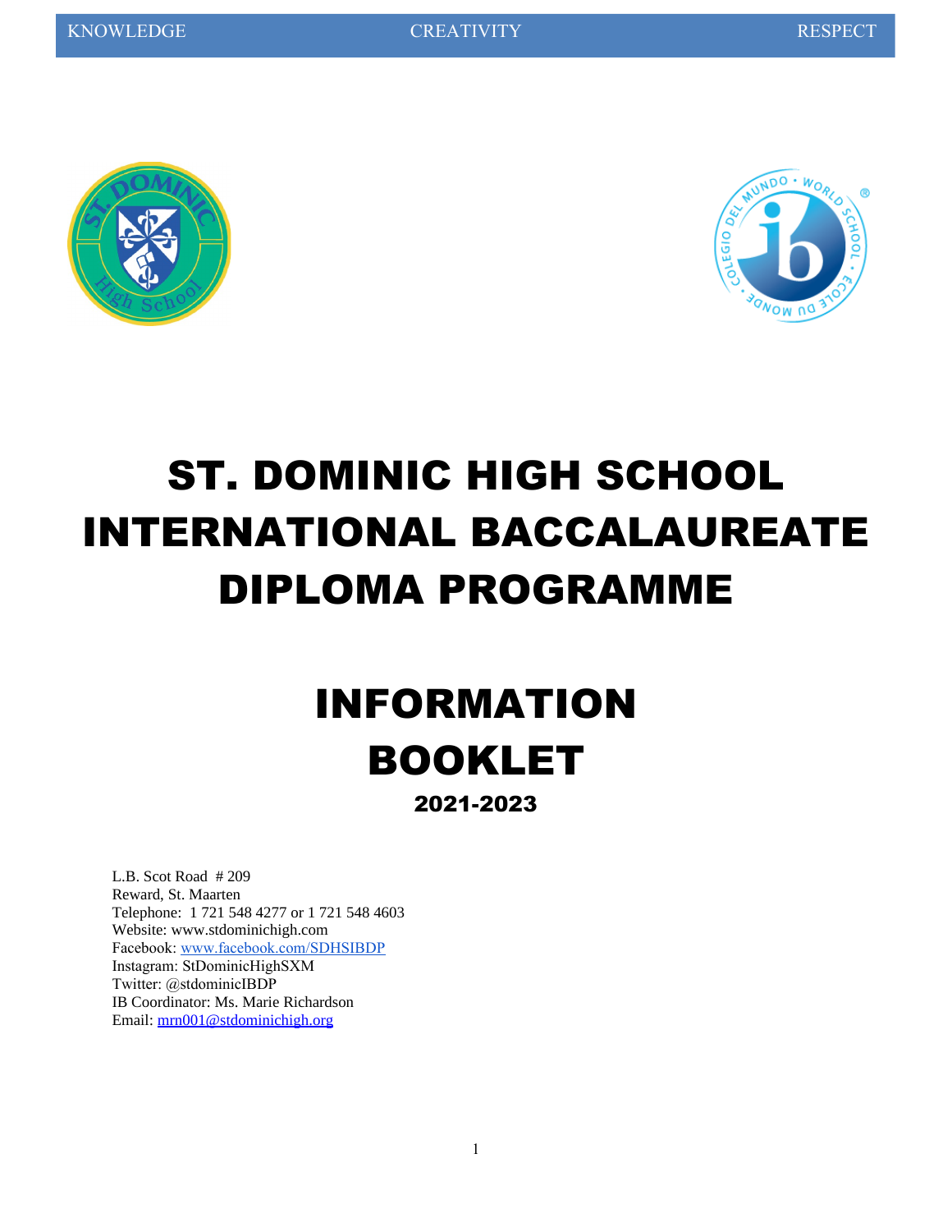KNOWLEDGE CREATIVITY RESPECT

# ST. DOMINIC HIGH SCHOOL INTERNATIONAL BACCALAUREATE DIPLOMA PROGRAMME

# INFORMATION BOOKLET

## 2021-2023

L.B. Scot Road # 209
Reward, St. Maarten
Telephone: 1 721 548 4277 or 1 721 548 4603
Website: www.stdominichigh.com
Facebook: www.facebook.com/SDHSIBDP
Instagram: StDominicHighSXM
Twitter: @stdominicIBDP
IB Coordinator: Ms. Marie Richardson
Email: mrn001@stdominichigh.org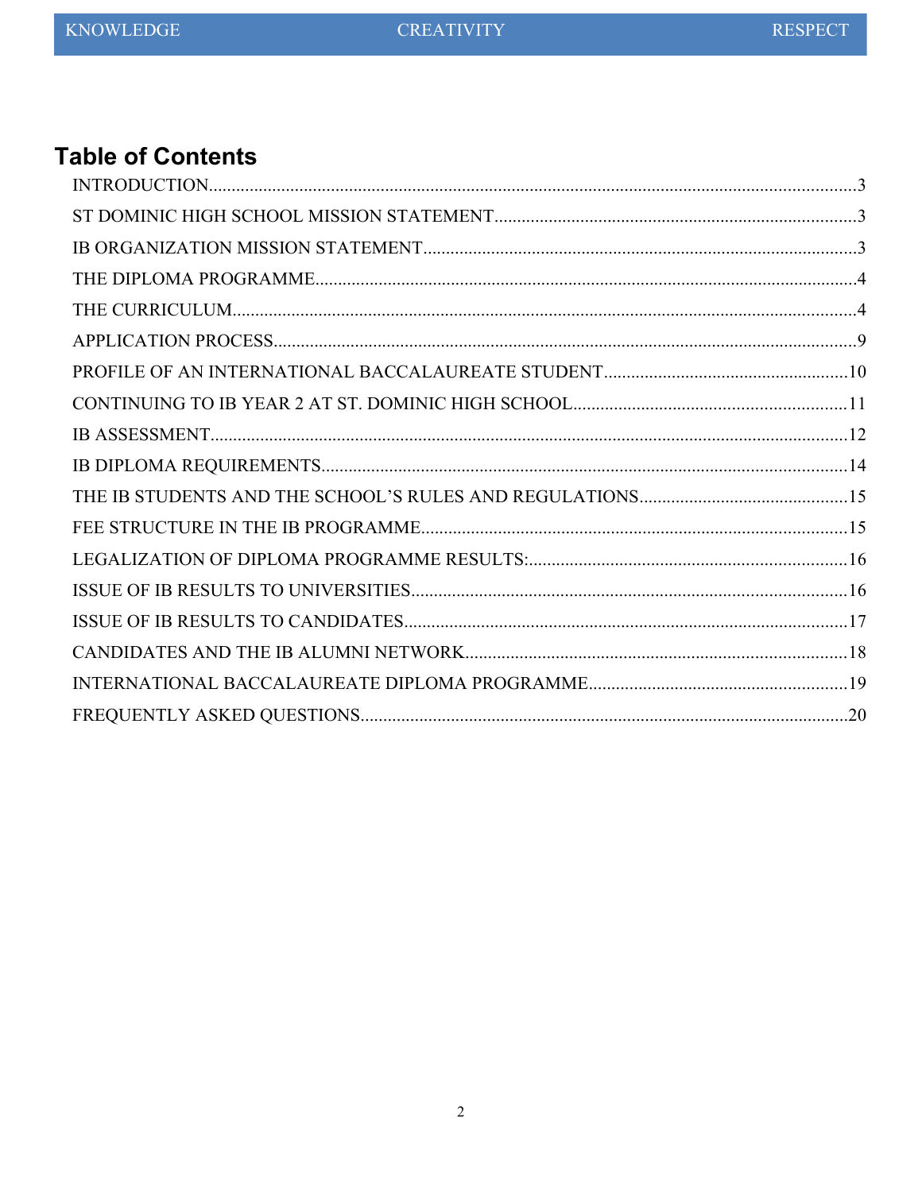# Table of Contents

INTRODUCTION....3

ST DOMINIC HIGH SCHOOL MISSION STATEMENT....3

IB ORGANIZATION MISSION STATEMENT....3

THE DIPLOMA PROGRAMME....4

THE CURRICULUM....4

APPLICATION PROCESS....9

PROFILE OF AN INTERNATIONAL BACCALAUREATE STUDENT....10

CONTINUING TO IB YEAR 2 AT ST. DOMINIC HIGH SCHOOL....11

IB ASSESSMENT....12

IB DIPLOMA REQUIREMENTS....14

THE IB STUDENTS AND THE SCHOOL'S RULES AND REGULATIONS....15

FEE STRUCTURE IN THE IB PROGRAMME....15

LEGALIZATION OF DIPLOMA PROGRAMME RESULTS:....16

ISSUE OF IB RESULTS TO UNIVERSITIES....16

ISSUE OF IB RESULTS TO CANDIDATES....17

CANDIDATES AND THE IB ALUMNI NETWORK....18

INTERNATIONAL BACCALAUREATE DIPLOMA PROGRAMME....19

FREQUENTLY ASKED QUESTIONS....20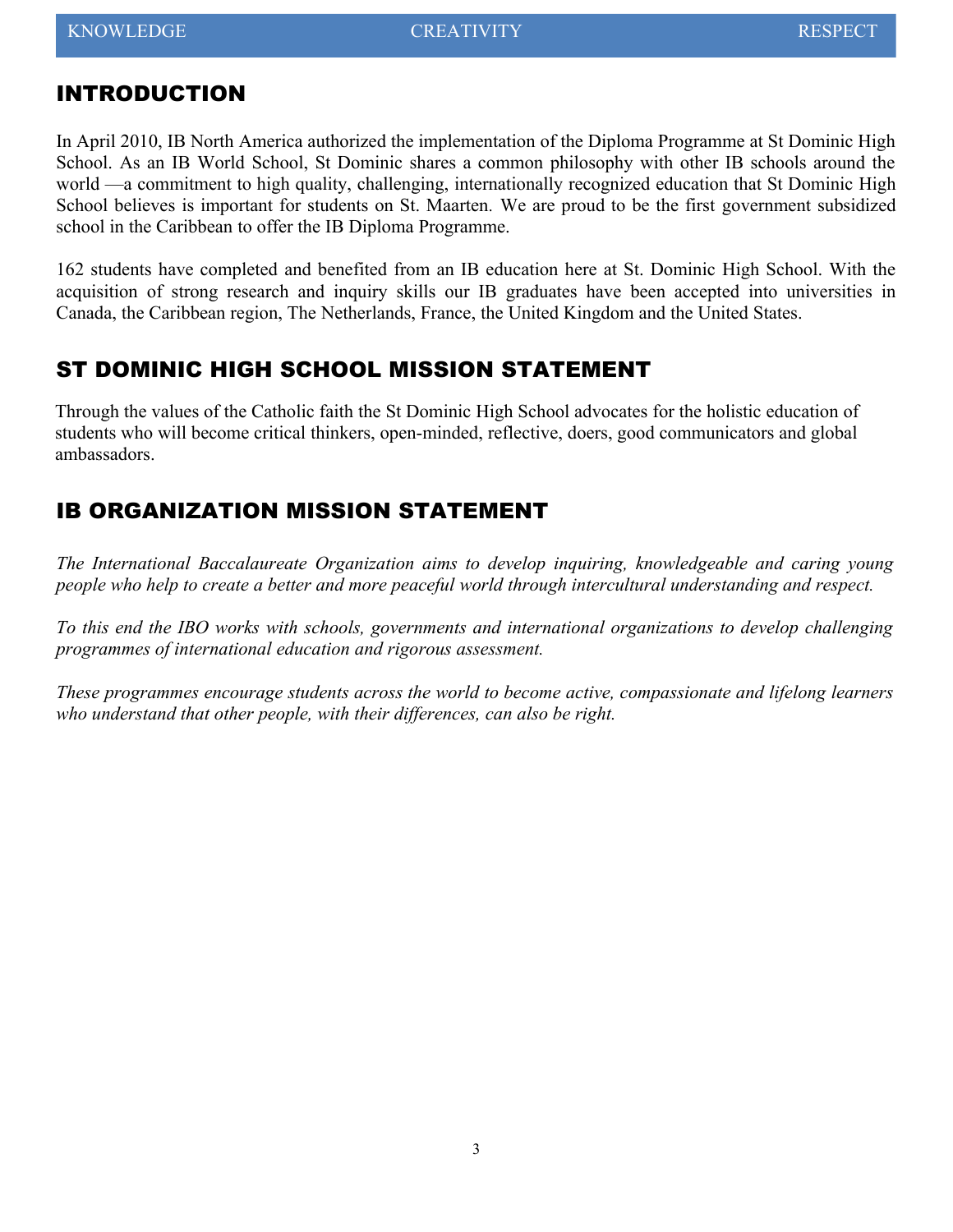## INTRODUCTION

In April 2010, IB North America authorized the implementation of the Diploma Programme at St Dominic High School. As an IB World School, St Dominic shares a common philosophy with other IB schools around the world —a commitment to high quality, challenging, internationally recognized education that St Dominic High School believes is important for students on St. Maarten. We are proud to be the first government subsidized school in the Caribbean to offer the IB Diploma Programme.

162 students have completed and benefited from an IB education here at St. Dominic High School. With the acquisition of strong research and inquiry skills our IB graduates have been accepted into universities in Canada, the Caribbean region, The Netherlands, France, the United Kingdom and the United States.

## ST DOMINIC HIGH SCHOOL MISSION STATEMENT

Through the values of the Catholic faith the St Dominic High School advocates for the holistic education of students who will become critical thinkers, open-minded, reflective, doers, good communicators and global ambassadors.

## IB ORGANIZATION MISSION STATEMENT

*The International Baccalaureate Organization aims to develop inquiring, knowledgeable and caring young people who help to create a better and more peaceful world through intercultural understanding and respect.*

*To this end the IBO works with schools, governments and international organizations to develop challenging programmes of international education and rigorous assessment.*

*These programmes encourage students across the world to become active, compassionate and lifelong learners who understand that other people, with their differences, can also be right.*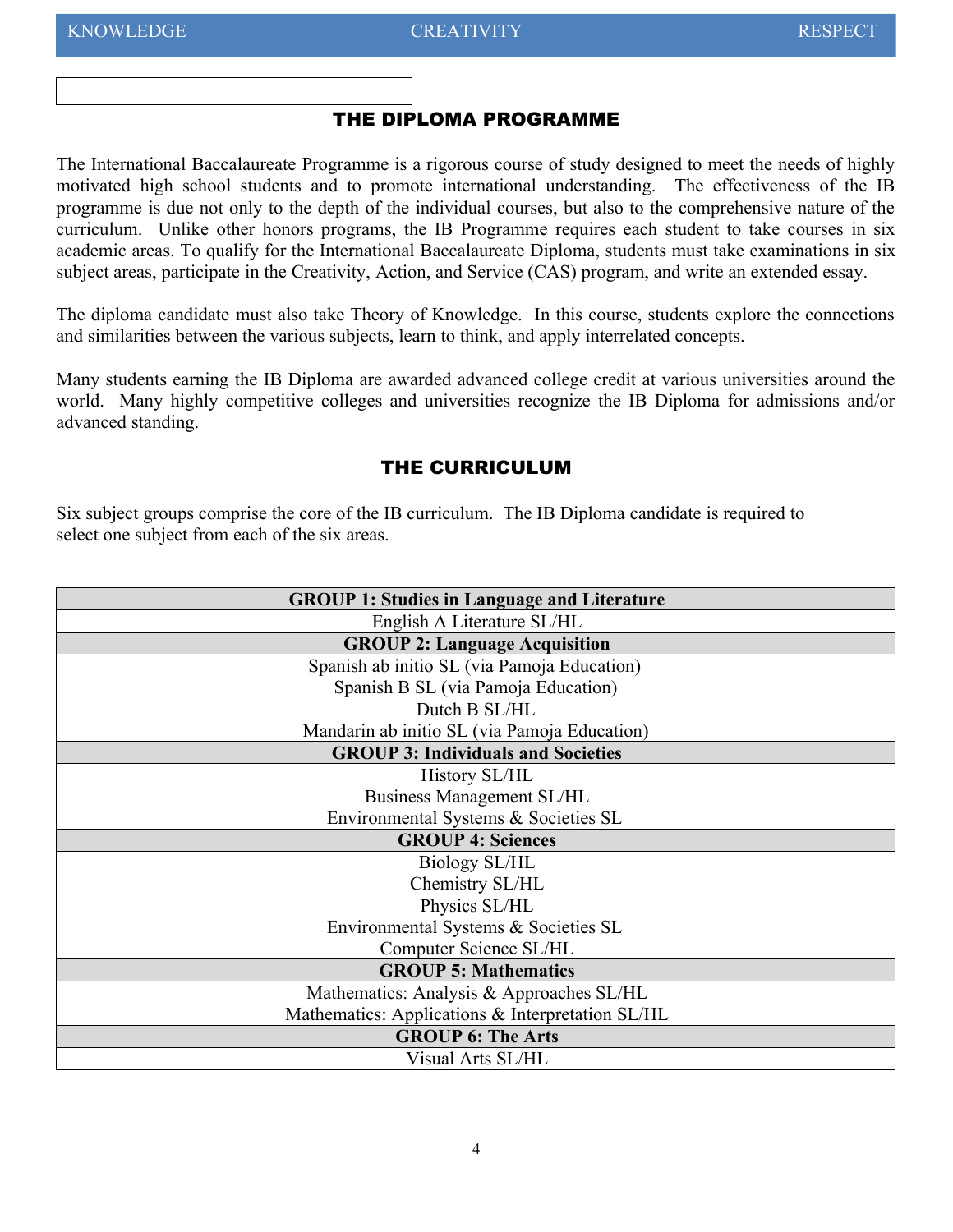## THE DIPLOMA PROGRAMME

The International Baccalaureate Programme is a rigorous course of study designed to meet the needs of highly motivated high school students and to promote international understanding. The effectiveness of the IB programme is due not only to the depth of the individual courses, but also to the comprehensive nature of the curriculum. Unlike other honors programs, the IB Programme requires each student to take courses in six academic areas. To qualify for the International Baccalaureate Diploma, students must take examinations in six subject areas, participate in the Creativity, Action, and Service (CAS) program, and write an extended essay.

The diploma candidate must also take Theory of Knowledge. In this course, students explore the connections and similarities between the various subjects, learn to think, and apply interrelated concepts.

Many students earning the IB Diploma are awarded advanced college credit at various universities around the world. Many highly competitive colleges and universities recognize the IB Diploma for admissions and/or advanced standing.

## THE CURRICULUM

Six subject groups comprise the core of the IB curriculum. The IB Diploma candidate is required to select one subject from each of the six areas.

| **GROUP 1: Studies in Language and Literature** |
|---|
| English A Literature SL/HL |
| **GROUP 2: Language Acquisition** |
| Spanish ab initio SL (via Pamoja Education)<br>Spanish B SL (via Pamoja Education)<br>Dutch B SL/HL<br>Mandarin ab initio SL (via Pamoja Education) |
| **GROUP 3: Individuals and Societies** |
| History SL/HL<br>Business Management SL/HL<br>Environmental Systems & Societies SL |
| **GROUP 4: Sciences** |
| Biology SL/HL<br>Chemistry SL/HL<br>Physics SL/HL<br>Environmental Systems & Societies SL<br>Computer Science SL/HL |
| **GROUP 5: Mathematics** |
| Mathematics: Analysis & Approaches SL/HL<br>Mathematics: Applications & Interpretation SL/HL |
| **GROUP 6: The Arts** |
| Visual Arts SL/HL |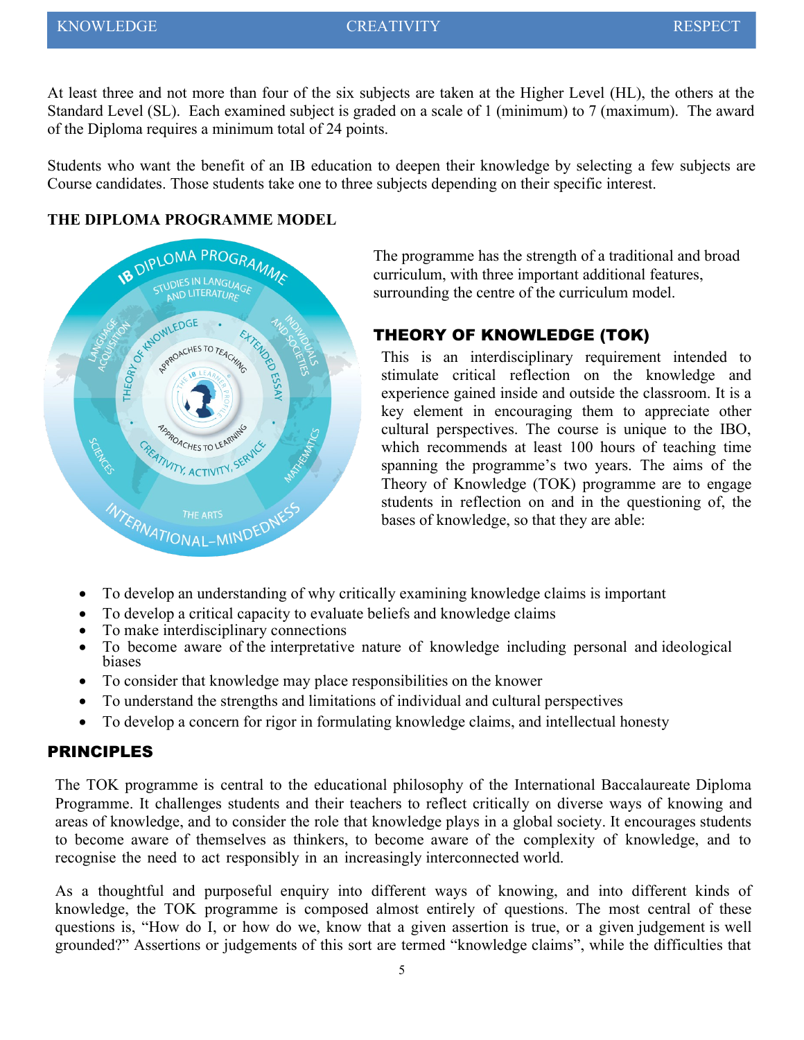At least three and not more than four of the six subjects are taken at the Higher Level (HL), the others at the Standard Level (SL). Each examined subject is graded on a scale of 1 (minimum) to 7 (maximum). The award of the Diploma requires a minimum total of 24 points.

Students who want the benefit of an IB education to deepen their knowledge by selecting a few subjects are Course candidates. Those students take one to three subjects depending on their specific interest.

**THE DIPLOMA PROGRAMME MODEL**

The programme has the strength of a traditional and broad curriculum, with three important additional features, surrounding the centre of the curriculum model.

## THEORY OF KNOWLEDGE (TOK)

This is an interdisciplinary requirement intended to stimulate critical reflection on the knowledge and experience gained inside and outside the classroom. It is a key element in encouraging them to appreciate other cultural perspectives. The course is unique to the IBO, which recommends at least 100 hours of teaching time spanning the programme's two years. The aims of the Theory of Knowledge (TOK) programme are to engage students in reflection on and in the questioning of, the bases of knowledge, so that they are able:

- To develop an understanding of why critically examining knowledge claims is important
- To develop a critical capacity to evaluate beliefs and knowledge claims
- To make interdisciplinary connections
- To become aware of the interpretative nature of knowledge including personal and ideological biases
- To consider that knowledge may place responsibilities on the knower
- To understand the strengths and limitations of individual and cultural perspectives
- To develop a concern for rigor in formulating knowledge claims, and intellectual honesty

## PRINCIPLES

The TOK programme is central to the educational philosophy of the International Baccalaureate Diploma Programme. It challenges students and their teachers to reflect critically on diverse ways of knowing and areas of knowledge, and to consider the role that knowledge plays in a global society. It encourages students to become aware of themselves as thinkers, to become aware of the complexity of knowledge, and to recognise the need to act responsibly in an increasingly interconnected world.

As a thoughtful and purposeful enquiry into different ways of knowing, and into different kinds of knowledge, the TOK programme is composed almost entirely of questions. The most central of these questions is, "How do I, or how do we, know that a given assertion is true, or a given judgement is well grounded?" Assertions or judgements of this sort are termed "knowledge claims", while the difficulties that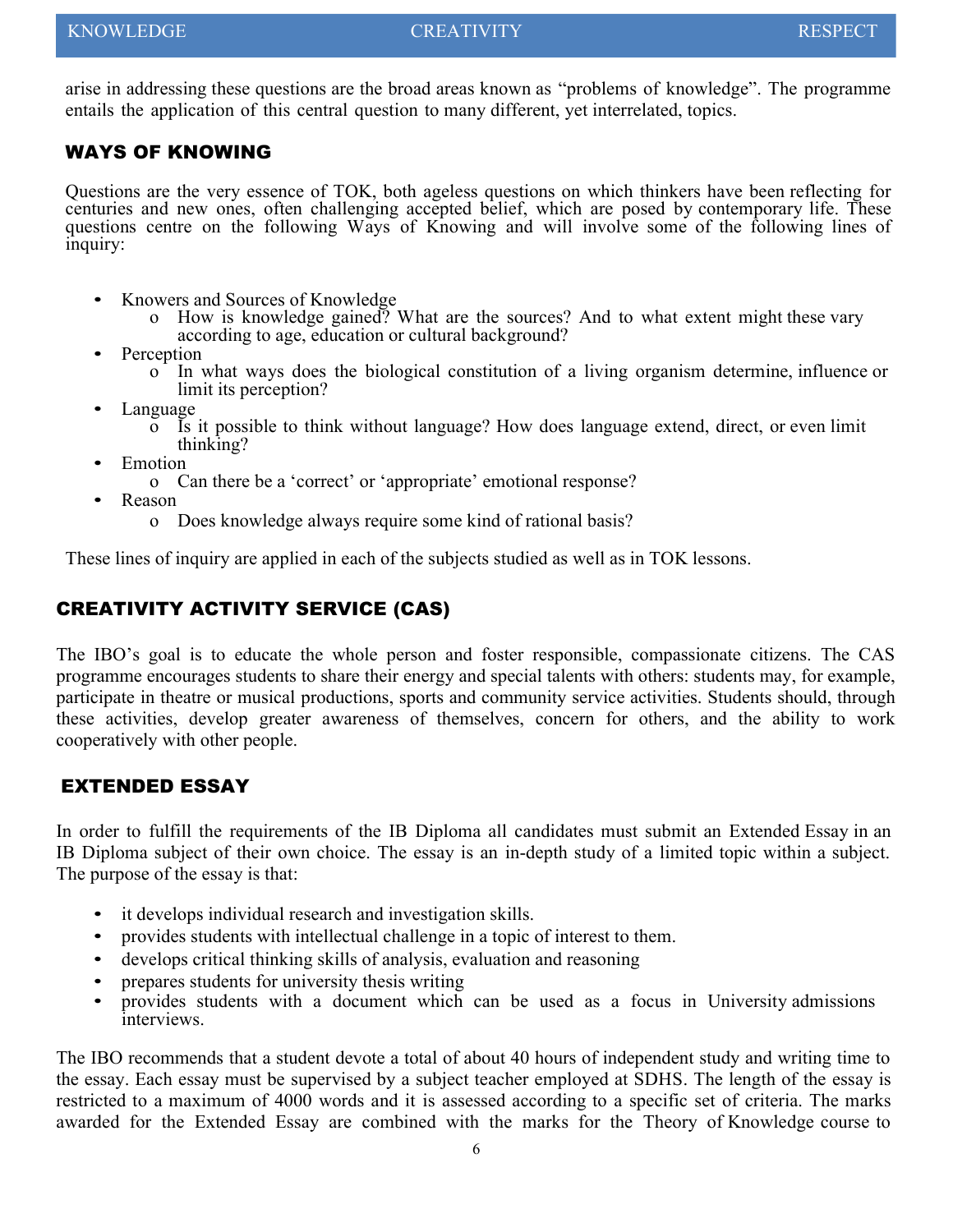arise in addressing these questions are the broad areas known as "problems of knowledge". The programme entails the application of this central question to many different, yet interrelated, topics.

## WAYS OF KNOWING

Questions are the very essence of TOK, both ageless questions on which thinkers have been reflecting for centuries and new ones, often challenging accepted belief, which are posed by contemporary life. These questions centre on the following Ways of Knowing and will involve some of the following lines of inquiry:

- Knowers and Sources of Knowledge
  - How is knowledge gained? What are the sources? And to what extent might these vary according to age, education or cultural background?
- Perception
  - In what ways does the biological constitution of a living organism determine, influence or limit its perception?
- Language
  - Is it possible to think without language? How does language extend, direct, or even limit thinking?
- Emotion
  - Can there be a 'correct' or 'appropriate' emotional response?
- Reason
  - Does knowledge always require some kind of rational basis?

These lines of inquiry are applied in each of the subjects studied as well as in TOK lessons.

## CREATIVITY ACTIVITY SERVICE (CAS)

The IBO's goal is to educate the whole person and foster responsible, compassionate citizens. The CAS programme encourages students to share their energy and special talents with others: students may, for example, participate in theatre or musical productions, sports and community service activities. Students should, through these activities, develop greater awareness of themselves, concern for others, and the ability to work cooperatively with other people.

## EXTENDED ESSAY

In order to fulfill the requirements of the IB Diploma all candidates must submit an Extended Essay in an IB Diploma subject of their own choice. The essay is an in-depth study of a limited topic within a subject. The purpose of the essay is that:

- it develops individual research and investigation skills.
- provides students with intellectual challenge in a topic of interest to them.
- develops critical thinking skills of analysis, evaluation and reasoning
- prepares students for university thesis writing
- provides students with a document which can be used as a focus in University admissions interviews.

The IBO recommends that a student devote a total of about 40 hours of independent study and writing time to the essay. Each essay must be supervised by a subject teacher employed at SDHS. The length of the essay is restricted to a maximum of 4000 words and it is assessed according to a specific set of criteria. The marks awarded for the Extended Essay are combined with the marks for the Theory of Knowledge course to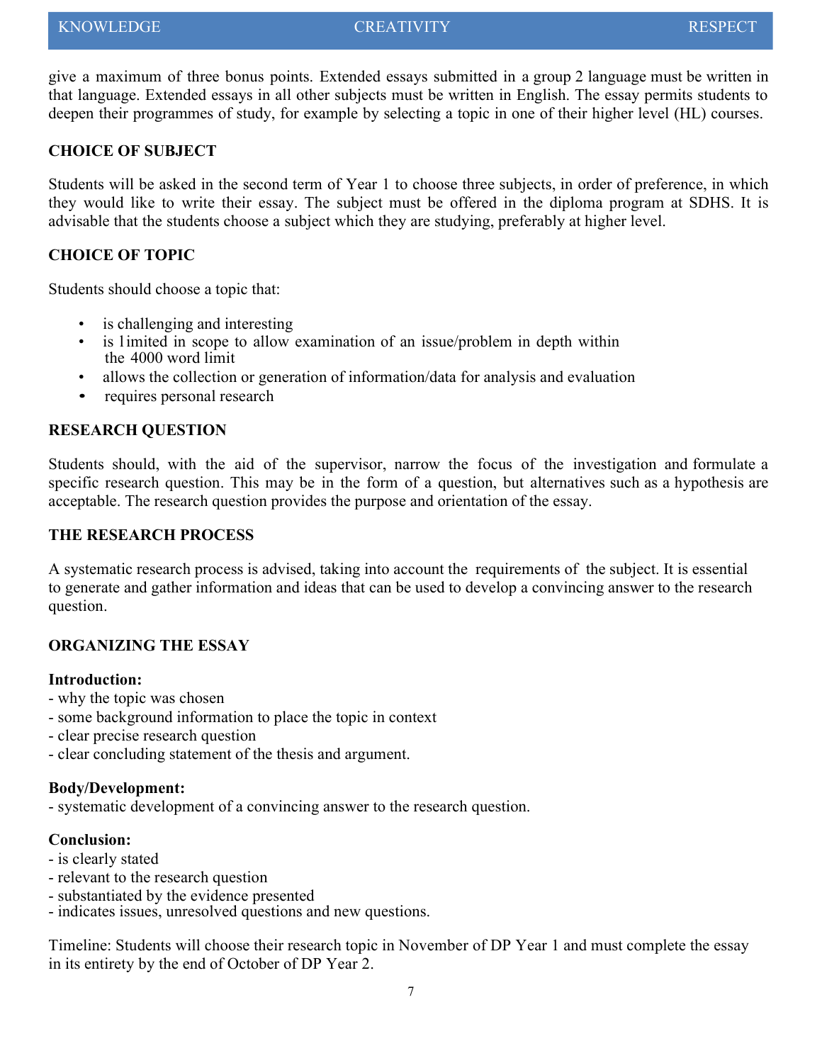give a maximum of three bonus points. Extended essays submitted in a group 2 language must be written in that language. Extended essays in all other subjects must be written in English. The essay permits students to deepen their programmes of study, for example by selecting a topic in one of their higher level (HL) courses.

## CHOICE OF SUBJECT

Students will be asked in the second term of Year 1 to choose three subjects, in order of preference, in which they would like to write their essay. The subject must be offered in the diploma program at SDHS. It is advisable that the students choose a subject which they are studying, preferably at higher level.

## CHOICE OF TOPIC

Students should choose a topic that:

- is challenging and interesting
- is limited in scope to allow examination of an issue/problem in depth within the 4000 word limit
- allows the collection or generation of information/data for analysis and evaluation
- requires personal research

## RESEARCH QUESTION

Students should, with the aid of the supervisor, narrow the focus of the investigation and formulate a specific research question. This may be in the form of a question, but alternatives such as a hypothesis are acceptable. The research question provides the purpose and orientation of the essay.

## THE RESEARCH PROCESS

A systematic research process is advised, taking into account the requirements of the subject. It is essential to generate and gather information and ideas that can be used to develop a convincing answer to the research question.

## ORGANIZING THE ESSAY

**Introduction:**
- why the topic was chosen
- some background information to place the topic in context
- clear precise research question
- clear concluding statement of the thesis and argument.

**Body/Development:**
- systematic development of a convincing answer to the research question.

**Conclusion:**
- is clearly stated
- relevant to the research question
- substantiated by the evidence presented
- indicates issues, unresolved questions and new questions.

Timeline: Students will choose their research topic in November of DP Year 1 and must complete the essay in its entirety by the end of October of DP Year 2.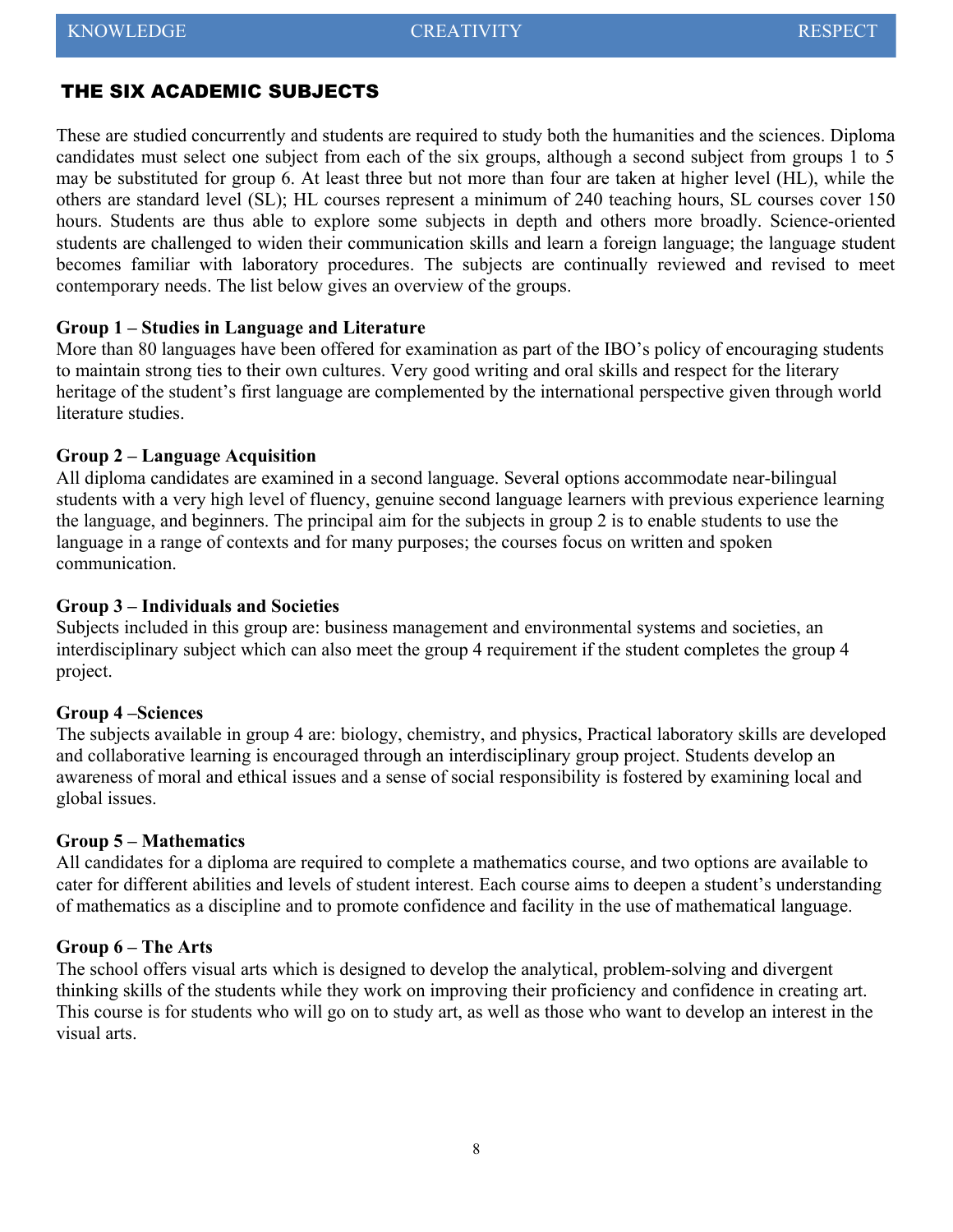## THE SIX ACADEMIC SUBJECTS

These are studied concurrently and students are required to study both the humanities and the sciences. Diploma candidates must select one subject from each of the six groups, although a second subject from groups 1 to 5 may be substituted for group 6. At least three but not more than four are taken at higher level (HL), while the others are standard level (SL); HL courses represent a minimum of 240 teaching hours, SL courses cover 150 hours. Students are thus able to explore some subjects in depth and others more broadly. Science-oriented students are challenged to widen their communication skills and learn a foreign language; the language student becomes familiar with laboratory procedures. The subjects are continually reviewed and revised to meet contemporary needs. The list below gives an overview of the groups.

**Group 1 – Studies in Language and Literature**
More than 80 languages have been offered for examination as part of the IBO's policy of encouraging students to maintain strong ties to their own cultures. Very good writing and oral skills and respect for the literary heritage of the student's first language are complemented by the international perspective given through world literature studies.

**Group 2 – Language Acquisition**
All diploma candidates are examined in a second language. Several options accommodate near-bilingual students with a very high level of fluency, genuine second language learners with previous experience learning the language, and beginners. The principal aim for the subjects in group 2 is to enable students to use the language in a range of contexts and for many purposes; the courses focus on written and spoken communication.

**Group 3 – Individuals and Societies**
Subjects included in this group are: business management and environmental systems and societies, an interdisciplinary subject which can also meet the group 4 requirement if the student completes the group 4 project.

**Group 4 –Sciences**
The subjects available in group 4 are: biology, chemistry, and physics, Practical laboratory skills are developed and collaborative learning is encouraged through an interdisciplinary group project. Students develop an awareness of moral and ethical issues and a sense of social responsibility is fostered by examining local and global issues.

**Group 5 – Mathematics**
All candidates for a diploma are required to complete a mathematics course, and two options are available to cater for different abilities and levels of student interest. Each course aims to deepen a student's understanding of mathematics as a discipline and to promote confidence and facility in the use of mathematical language.

**Group 6 – The Arts**
The school offers visual arts which is designed to develop the analytical, problem-solving and divergent thinking skills of the students while they work on improving their proficiency and confidence in creating art. This course is for students who will go on to study art, as well as those who want to develop an interest in the visual arts.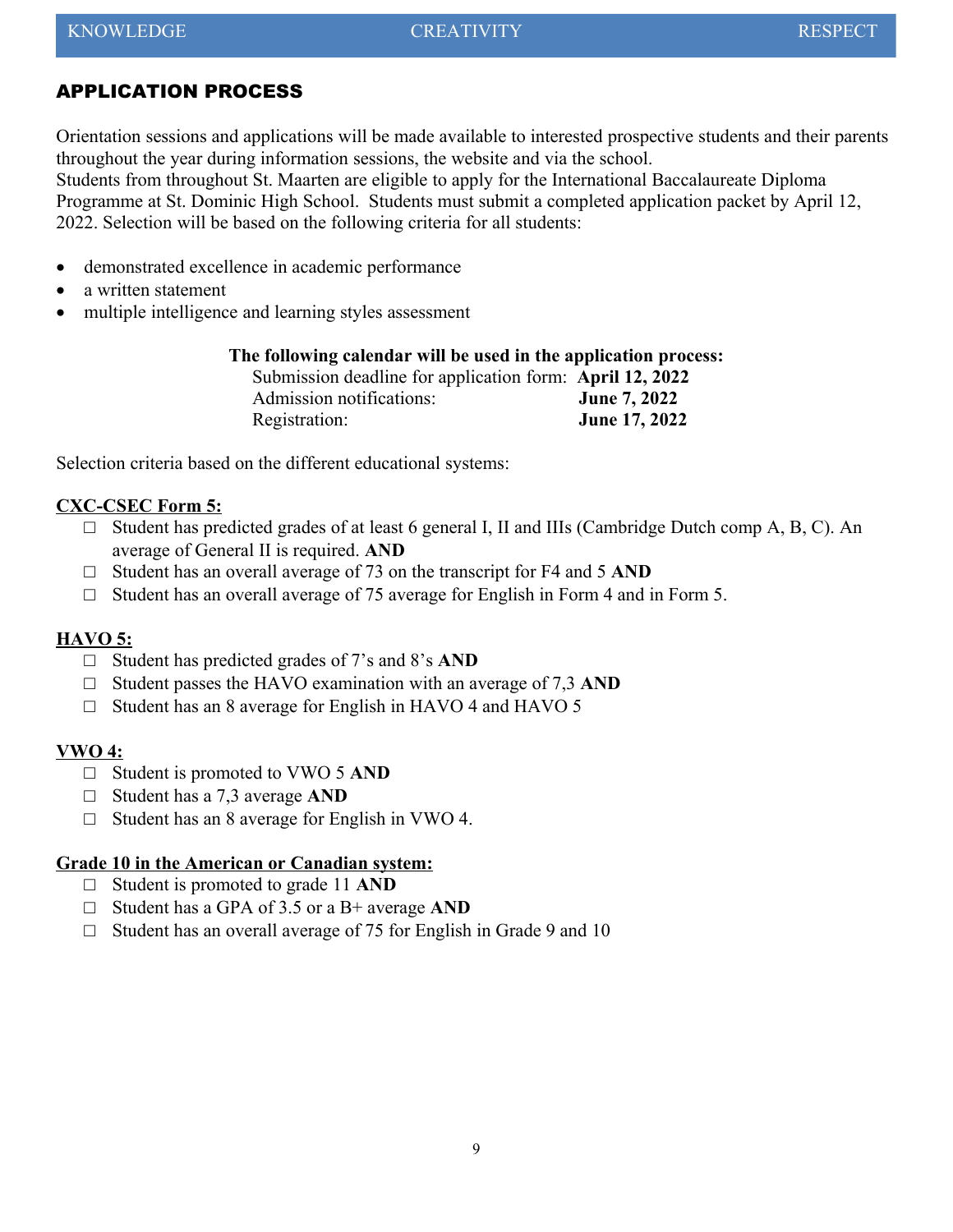## APPLICATION PROCESS

Orientation sessions and applications will be made available to interested prospective students and their parents throughout the year during information sessions, the website and via the school.
Students from throughout St. Maarten are eligible to apply for the International Baccalaureate Diploma Programme at St. Dominic High School. Students must submit a completed application packet by April 12, 2022. Selection will be based on the following criteria for all students:

- demonstrated excellence in academic performance
- a written statement
- multiple intelligence and learning styles assessment

**The following calendar will be used in the application process:**

| | |
|---|---|
| Submission deadline for application form: | **April 12, 2022** |
| Admission notifications: | **June 7, 2022** |
| Registration: | **June 17, 2022** |

Selection criteria based on the different educational systems:

**CXC-CSEC Form 5:**

- ☐ Student has predicted grades of at least 6 general I, II and IIIs (Cambridge Dutch comp A, B, C). An average of General II is required. **AND**
- ☐ Student has an overall average of 73 on the transcript for F4 and 5 **AND**
- ☐ Student has an overall average of 75 average for English in Form 4 and in Form 5.

**HAVO 5:**

- ☐ Student has predicted grades of 7's and 8's **AND**
- ☐ Student passes the HAVO examination with an average of 7,3 **AND**
- ☐ Student has an 8 average for English in HAVO 4 and HAVO 5

**VWO 4:**

- ☐ Student is promoted to VWO 5 **AND**
- ☐ Student has a 7,3 average **AND**
- ☐ Student has an 8 average for English in VWO 4.

**Grade 10 in the American or Canadian system:**

- ☐ Student is promoted to grade 11 **AND**
- ☐ Student has a GPA of 3.5 or a B+ average **AND**
- ☐ Student has an overall average of 75 for English in Grade 9 and 10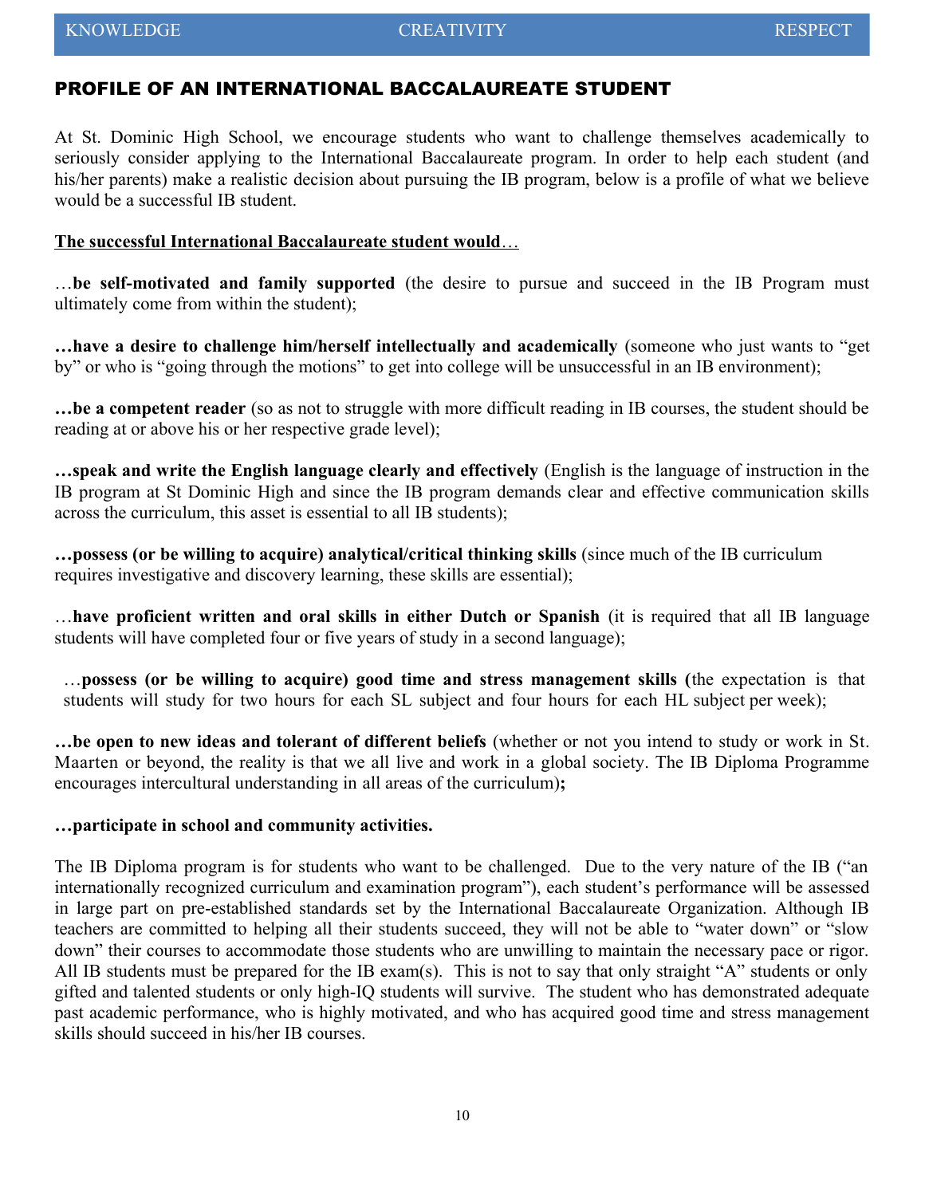## PROFILE OF AN INTERNATIONAL BACCALAUREATE STUDENT

At St. Dominic High School, we encourage students who want to challenge themselves academically to seriously consider applying to the International Baccalaureate program. In order to help each student (and his/her parents) make a realistic decision about pursuing the IB program, below is a profile of what we believe would be a successful IB student.

<u>**The successful International Baccalaureate student would**</u>…

…**be self-motivated and family supported** (the desire to pursue and succeed in the IB Program must ultimately come from within the student);

**…have a desire to challenge him/herself intellectually and academically** (someone who just wants to "get by" or who is "going through the motions" to get into college will be unsuccessful in an IB environment);

**…be a competent reader** (so as not to struggle with more difficult reading in IB courses, the student should be reading at or above his or her respective grade level);

**…speak and write the English language clearly and effectively** (English is the language of instruction in the IB program at St Dominic High and since the IB program demands clear and effective communication skills across the curriculum, this asset is essential to all IB students);

**…possess (or be willing to acquire) analytical/critical thinking skills** (since much of the IB curriculum requires investigative and discovery learning, these skills are essential);

…**have proficient written and oral skills in either Dutch or Spanish** (it is required that all IB language students will have completed four or five years of study in a second language);

…**possess (or be willing to acquire) good time and stress management skills (**the expectation is that students will study for two hours for each SL subject and four hours for each HL subject per week);

**…be open to new ideas and tolerant of different beliefs** (whether or not you intend to study or work in St. Maarten or beyond, the reality is that we all live and work in a global society. The IB Diploma Programme encourages intercultural understanding in all areas of the curriculum)**;**

**…participate in school and community activities.**

The IB Diploma program is for students who want to be challenged. Due to the very nature of the IB ("an internationally recognized curriculum and examination program"), each student's performance will be assessed in large part on pre-established standards set by the International Baccalaureate Organization. Although IB teachers are committed to helping all their students succeed, they will not be able to "water down" or "slow down" their courses to accommodate those students who are unwilling to maintain the necessary pace or rigor. All IB students must be prepared for the IB exam(s). This is not to say that only straight "A" students or only gifted and talented students or only high-IQ students will survive. The student who has demonstrated adequate past academic performance, who is highly motivated, and who has acquired good time and stress management skills should succeed in his/her IB courses.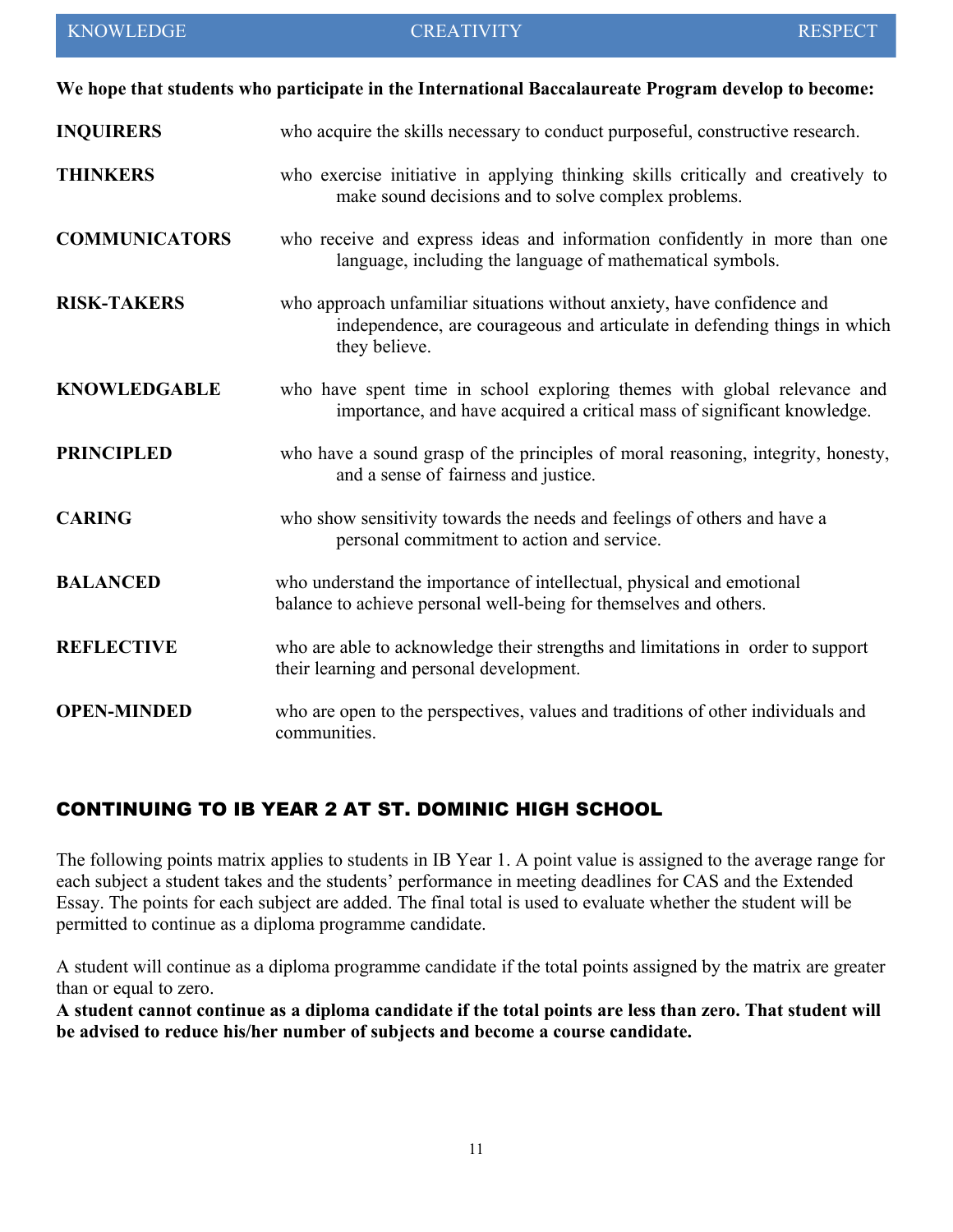KNOWLEDGE CREATIVITY RESPECT

**We hope that students who participate in the International Baccalaureate Program develop to become:**

**INQUIRERS** who acquire the skills necessary to conduct purposeful, constructive research.

**THINKERS** who exercise initiative in applying thinking skills critically and creatively to make sound decisions and to solve complex problems.

**COMMUNICATORS** who receive and express ideas and information confidently in more than one language, including the language of mathematical symbols.

**RISK-TAKERS** who approach unfamiliar situations without anxiety, have confidence and independence, are courageous and articulate in defending things in which they believe.

**KNOWLEDGABLE** who have spent time in school exploring themes with global relevance and importance, and have acquired a critical mass of significant knowledge.

**PRINCIPLED** who have a sound grasp of the principles of moral reasoning, integrity, honesty, and a sense of fairness and justice.

**CARING** who show sensitivity towards the needs and feelings of others and have a personal commitment to action and service.

**BALANCED** who understand the importance of intellectual, physical and emotional balance to achieve personal well-being for themselves and others.

**REFLECTIVE** who are able to acknowledge their strengths and limitations in order to support their learning and personal development.

**OPEN-MINDED** who are open to the perspectives, values and traditions of other individuals and communities.

## CONTINUING TO IB YEAR 2 AT ST. DOMINIC HIGH SCHOOL

The following points matrix applies to students in IB Year 1. A point value is assigned to the average range for each subject a student takes and the students' performance in meeting deadlines for CAS and the Extended Essay. The points for each subject are added. The final total is used to evaluate whether the student will be permitted to continue as a diploma programme candidate.

A student will continue as a diploma programme candidate if the total points assigned by the matrix are greater than or equal to zero.
**A student cannot continue as a diploma candidate if the total points are less than zero. That student will be advised to reduce his/her number of subjects and become a course candidate.**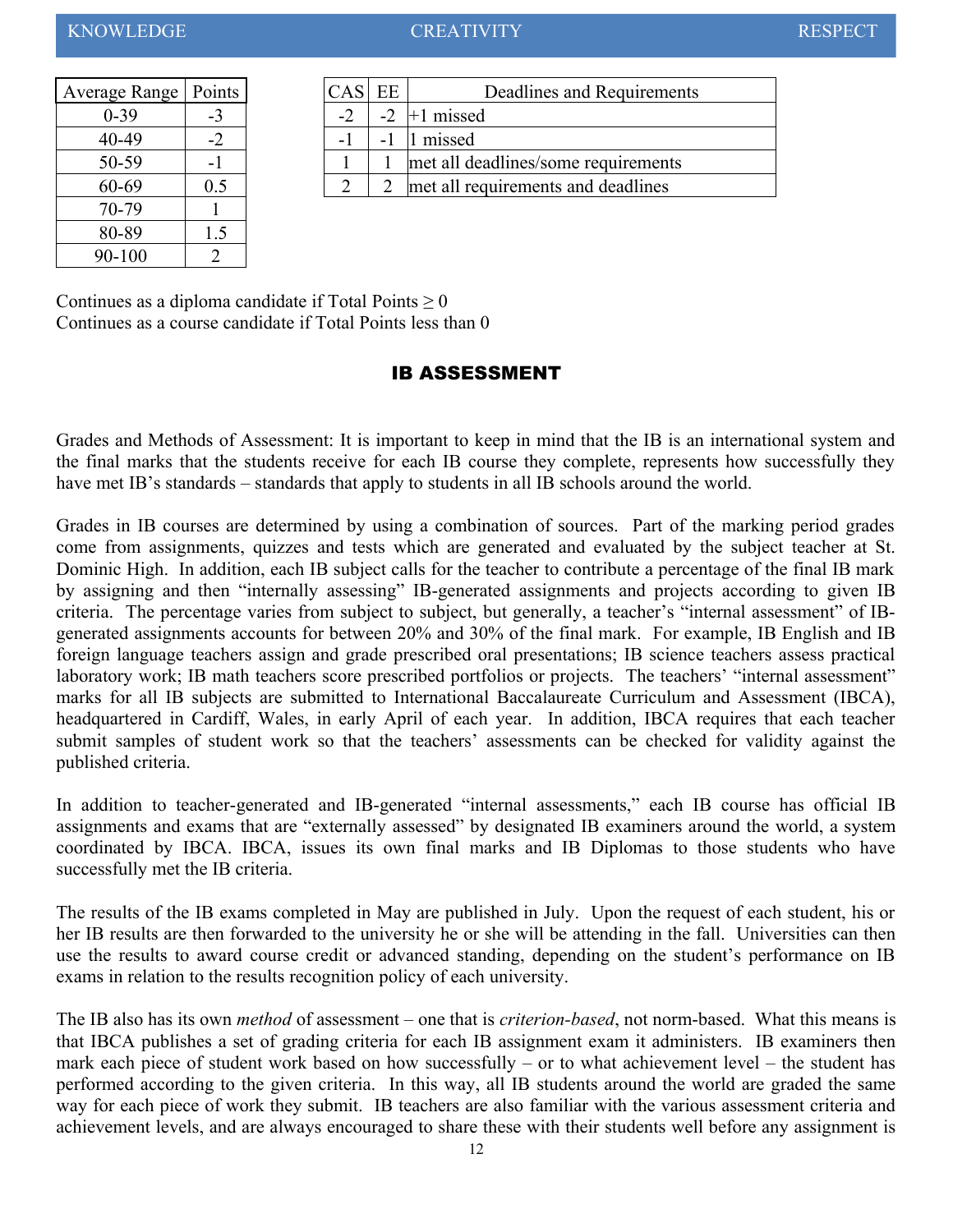| Average Range | Points |
|---|---|
| 0-39 | -3 |
| 40-49 | -2 |
| 50-59 | -1 |
| 60-69 | 0.5 |
| 70-79 | 1 |
| 80-89 | 1.5 |
| 90-100 | 2 |

| CAS | EE | Deadlines and Requirements |
|---|---|---|
| -2 | -2 | +1 missed |
| -1 | -1 | 1 missed |
| 1 | 1 | met all deadlines/some requirements |
| 2 | 2 | met all requirements and deadlines |

Continues as a diploma candidate if Total Points ≥ 0
Continues as a course candidate if Total Points less than 0

## IB ASSESSMENT

Grades and Methods of Assessment: It is important to keep in mind that the IB is an international system and the final marks that the students receive for each IB course they complete, represents how successfully they have met IB's standards – standards that apply to students in all IB schools around the world.

Grades in IB courses are determined by using a combination of sources. Part of the marking period grades come from assignments, quizzes and tests which are generated and evaluated by the subject teacher at St. Dominic High. In addition, each IB subject calls for the teacher to contribute a percentage of the final IB mark by assigning and then "internally assessing" IB-generated assignments and projects according to given IB criteria. The percentage varies from subject to subject, but generally, a teacher's "internal assessment" of IB-generated assignments accounts for between 20% and 30% of the final mark. For example, IB English and IB foreign language teachers assign and grade prescribed oral presentations; IB science teachers assess practical laboratory work; IB math teachers score prescribed portfolios or projects. The teachers' "internal assessment" marks for all IB subjects are submitted to International Baccalaureate Curriculum and Assessment (IBCA), headquartered in Cardiff, Wales, in early April of each year. In addition, IBCA requires that each teacher submit samples of student work so that the teachers' assessments can be checked for validity against the published criteria.

In addition to teacher-generated and IB-generated "internal assessments," each IB course has official IB assignments and exams that are "externally assessed" by designated IB examiners around the world, a system coordinated by IBCA. IBCA, issues its own final marks and IB Diplomas to those students who have successfully met the IB criteria.

The results of the IB exams completed in May are published in July. Upon the request of each student, his or her IB results are then forwarded to the university he or she will be attending in the fall. Universities can then use the results to award course credit or advanced standing, depending on the student's performance on IB exams in relation to the results recognition policy of each university.

The IB also has its own *method* of assessment – one that is *criterion-based*, not norm-based. What this means is that IBCA publishes a set of grading criteria for each IB assignment exam it administers. IB examiners then mark each piece of student work based on how successfully – or to what achievement level – the student has performed according to the given criteria. In this way, all IB students around the world are graded the same way for each piece of work they submit. IB teachers are also familiar with the various assessment criteria and achievement levels, and are always encouraged to share these with their students well before any assignment is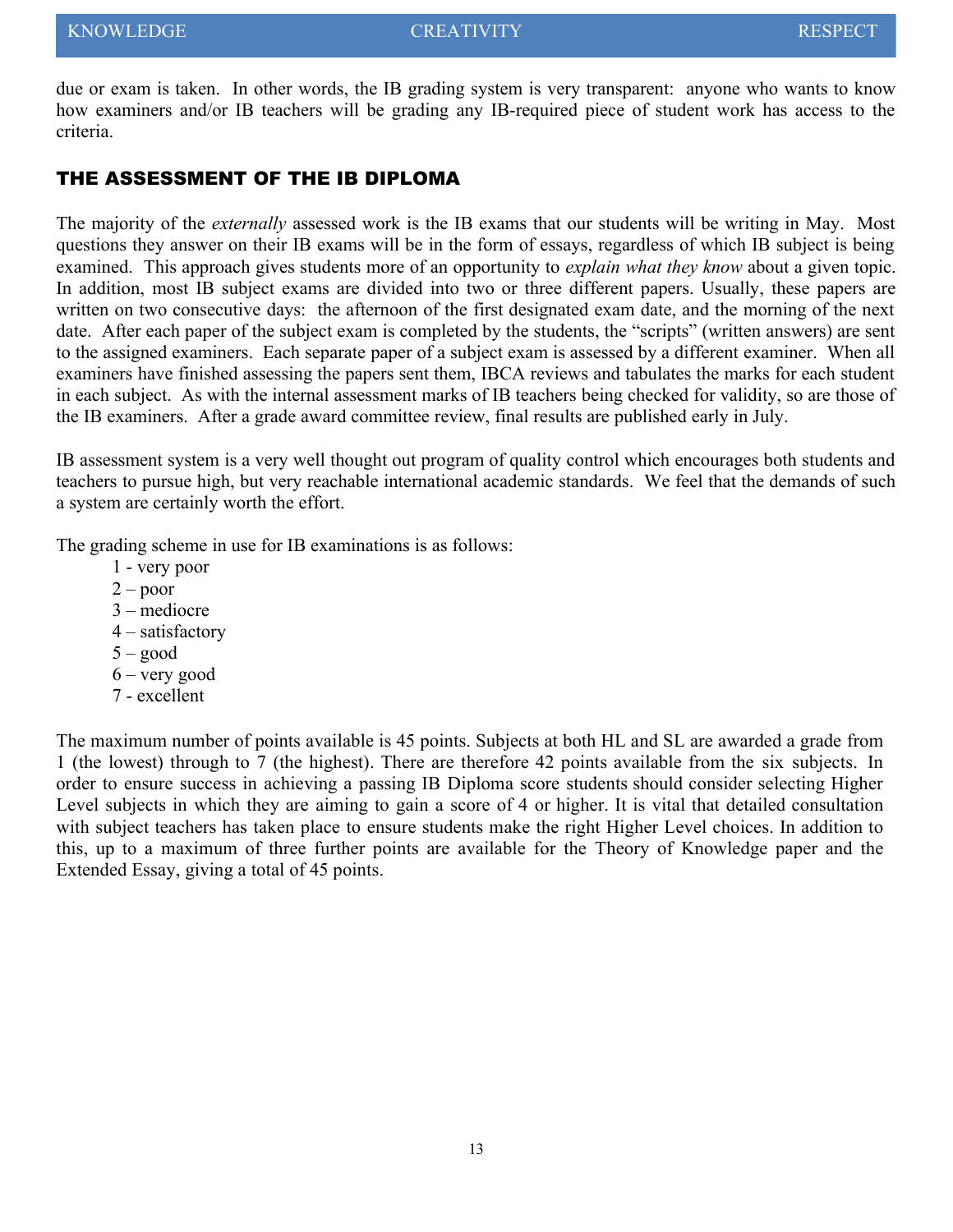due or exam is taken. In other words, the IB grading system is very transparent: anyone who wants to know how examiners and/or IB teachers will be grading any IB-required piece of student work has access to the criteria.

## THE ASSESSMENT OF THE IB DIPLOMA

The majority of the *externally* assessed work is the IB exams that our students will be writing in May. Most questions they answer on their IB exams will be in the form of essays, regardless of which IB subject is being examined. This approach gives students more of an opportunity to *explain what they know* about a given topic. In addition, most IB subject exams are divided into two or three different papers. Usually, these papers are written on two consecutive days: the afternoon of the first designated exam date, and the morning of the next date. After each paper of the subject exam is completed by the students, the "scripts" (written answers) are sent to the assigned examiners. Each separate paper of a subject exam is assessed by a different examiner. When all examiners have finished assessing the papers sent them, IBCA reviews and tabulates the marks for each student in each subject. As with the internal assessment marks of IB teachers being checked for validity, so are those of the IB examiners. After a grade award committee review, final results are published early in July.

IB assessment system is a very well thought out program of quality control which encourages both students and teachers to pursue high, but very reachable international academic standards. We feel that the demands of such a system are certainly worth the effort.

The grading scheme in use for IB examinations is as follows:

- 1 - very poor
- 2 – poor
- 3 – mediocre
- 4 – satisfactory
- 5 – good
- 6 – very good
- 7 - excellent

The maximum number of points available is 45 points. Subjects at both HL and SL are awarded a grade from 1 (the lowest) through to 7 (the highest). There are therefore 42 points available from the six subjects. In order to ensure success in achieving a passing IB Diploma score students should consider selecting Higher Level subjects in which they are aiming to gain a score of 4 or higher. It is vital that detailed consultation with subject teachers has taken place to ensure students make the right Higher Level choices. In addition to this, up to a maximum of three further points are available for the Theory of Knowledge paper and the Extended Essay, giving a total of 45 points.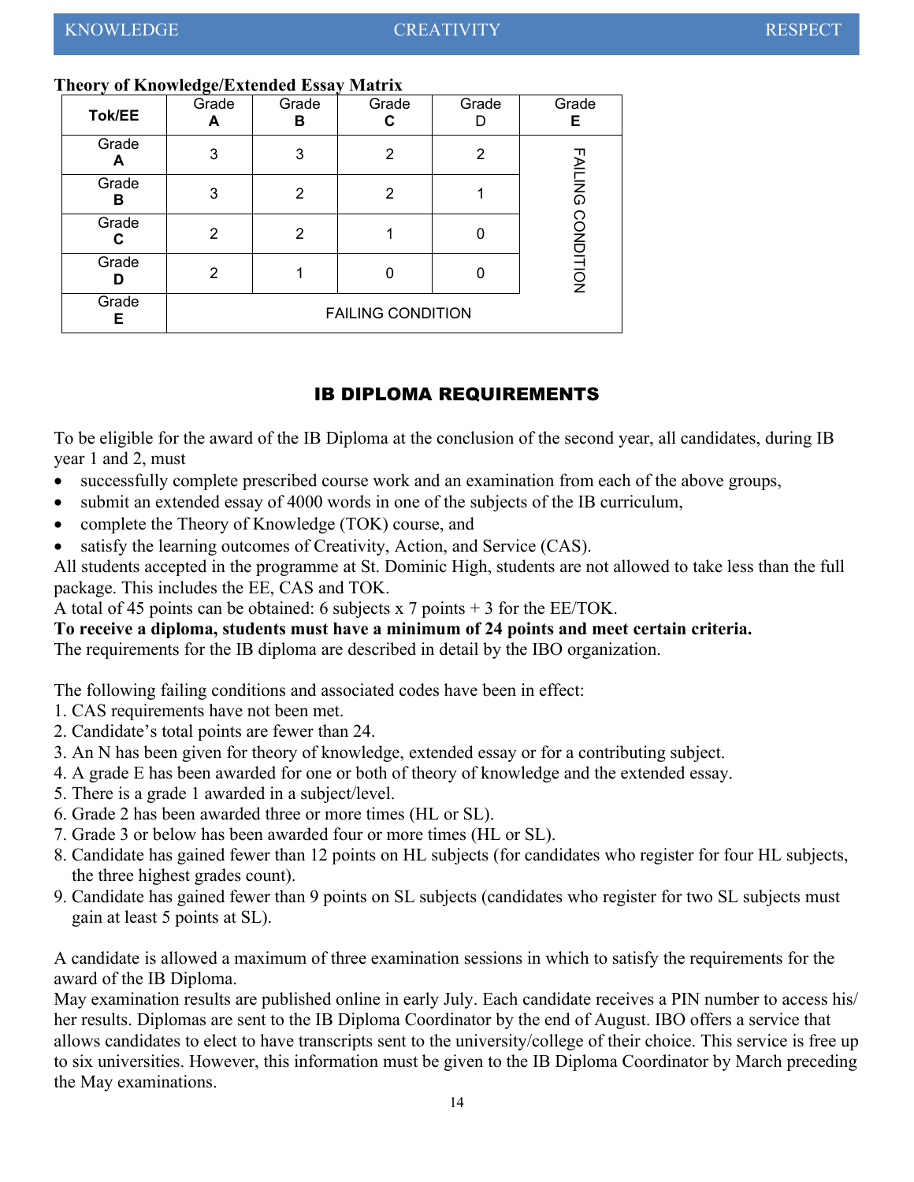**Theory of Knowledge/Extended Essay Matrix**

| Tok/EE | Grade A | Grade B | Grade C | Grade D | Grade E |
|---|---|---|---|---|---|
| Grade A | 3 | 3 | 2 | 2 | FAILING CONDITION |
| Grade B | 3 | 2 | 2 | 1 | FAILING CONDITION |
| Grade C | 2 | 2 | 1 | 0 | FAILING CONDITION |
| Grade D | 2 | 1 | 0 | 0 | FAILING CONDITION |
| Grade E | FAILING CONDITION | FAILING CONDITION | FAILING CONDITION | FAILING CONDITION | FAILING CONDITION |

## IB DIPLOMA REQUIREMENTS

To be eligible for the award of the IB Diploma at the conclusion of the second year, all candidates, during IB year 1 and 2, must

- successfully complete prescribed course work and an examination from each of the above groups,
- submit an extended essay of 4000 words in one of the subjects of the IB curriculum,
- complete the Theory of Knowledge (TOK) course, and
- satisfy the learning outcomes of Creativity, Action, and Service (CAS).

All students accepted in the programme at St. Dominic High, students are not allowed to take less than the full package. This includes the EE, CAS and TOK.

A total of 45 points can be obtained: 6 subjects x 7 points + 3 for the EE/TOK.

**To receive a diploma, students must have a minimum of 24 points and meet certain criteria.**

The requirements for the IB diploma are described in detail by the IBO organization.

The following failing conditions and associated codes have been in effect:

1. CAS requirements have not been met.
2. Candidate's total points are fewer than 24.
3. An N has been given for theory of knowledge, extended essay or for a contributing subject.
4. A grade E has been awarded for one or both of theory of knowledge and the extended essay.
5. There is a grade 1 awarded in a subject/level.
6. Grade 2 has been awarded three or more times (HL or SL).
7. Grade 3 or below has been awarded four or more times (HL or SL).
8. Candidate has gained fewer than 12 points on HL subjects (for candidates who register for four HL subjects, the three highest grades count).
9. Candidate has gained fewer than 9 points on SL subjects (candidates who register for two SL subjects must gain at least 5 points at SL).

A candidate is allowed a maximum of three examination sessions in which to satisfy the requirements for the award of the IB Diploma.

May examination results are published online in early July. Each candidate receives a PIN number to access his/her results. Diplomas are sent to the IB Diploma Coordinator by the end of August. IBO offers a service that allows candidates to elect to have transcripts sent to the university/college of their choice. This service is free up to six universities. However, this information must be given to the IB Diploma Coordinator by March preceding the May examinations.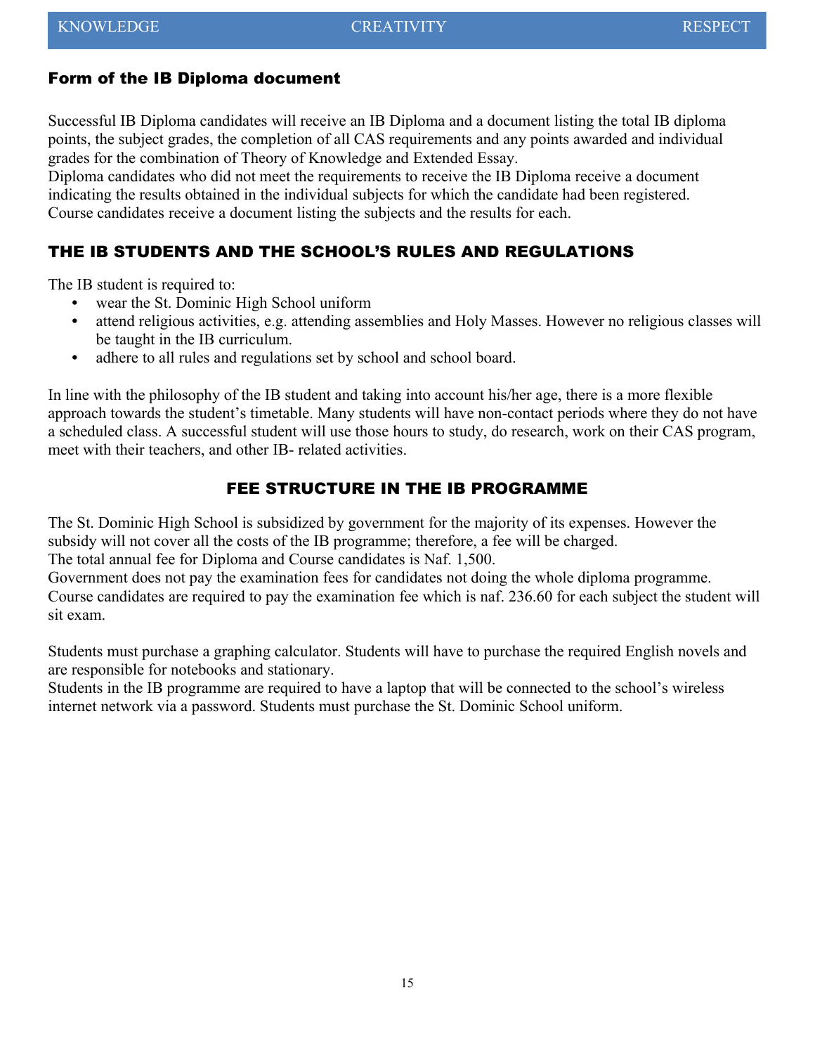## Form of the IB Diploma document

Successful IB Diploma candidates will receive an IB Diploma and a document listing the total IB diploma points, the subject grades, the completion of all CAS requirements and any points awarded and individual grades for the combination of Theory of Knowledge and Extended Essay.
Diploma candidates who did not meet the requirements to receive the IB Diploma receive a document indicating the results obtained in the individual subjects for which the candidate had been registered.
Course candidates receive a document listing the subjects and the results for each.

## THE IB STUDENTS AND THE SCHOOL'S RULES AND REGULATIONS

The IB student is required to:

- wear the St. Dominic High School uniform
- attend religious activities, e.g. attending assemblies and Holy Masses. However no religious classes will be taught in the IB curriculum.
- adhere to all rules and regulations set by school and school board.

In line with the philosophy of the IB student and taking into account his/her age, there is a more flexible approach towards the student's timetable. Many students will have non-contact periods where they do not have a scheduled class. A successful student will use those hours to study, do research, work on their CAS program, meet with their teachers, and other IB- related activities.

## FEE STRUCTURE IN THE IB PROGRAMME

The St. Dominic High School is subsidized by government for the majority of its expenses. However the subsidy will not cover all the costs of the IB programme; therefore, a fee will be charged.
The total annual fee for Diploma and Course candidates is Naf. 1,500.
Government does not pay the examination fees for candidates not doing the whole diploma programme. Course candidates are required to pay the examination fee which is naf. 236.60 for each subject the student will sit exam.

Students must purchase a graphing calculator. Students will have to purchase the required English novels and are responsible for notebooks and stationary.
Students in the IB programme are required to have a laptop that will be connected to the school's wireless internet network via a password. Students must purchase the St. Dominic School uniform.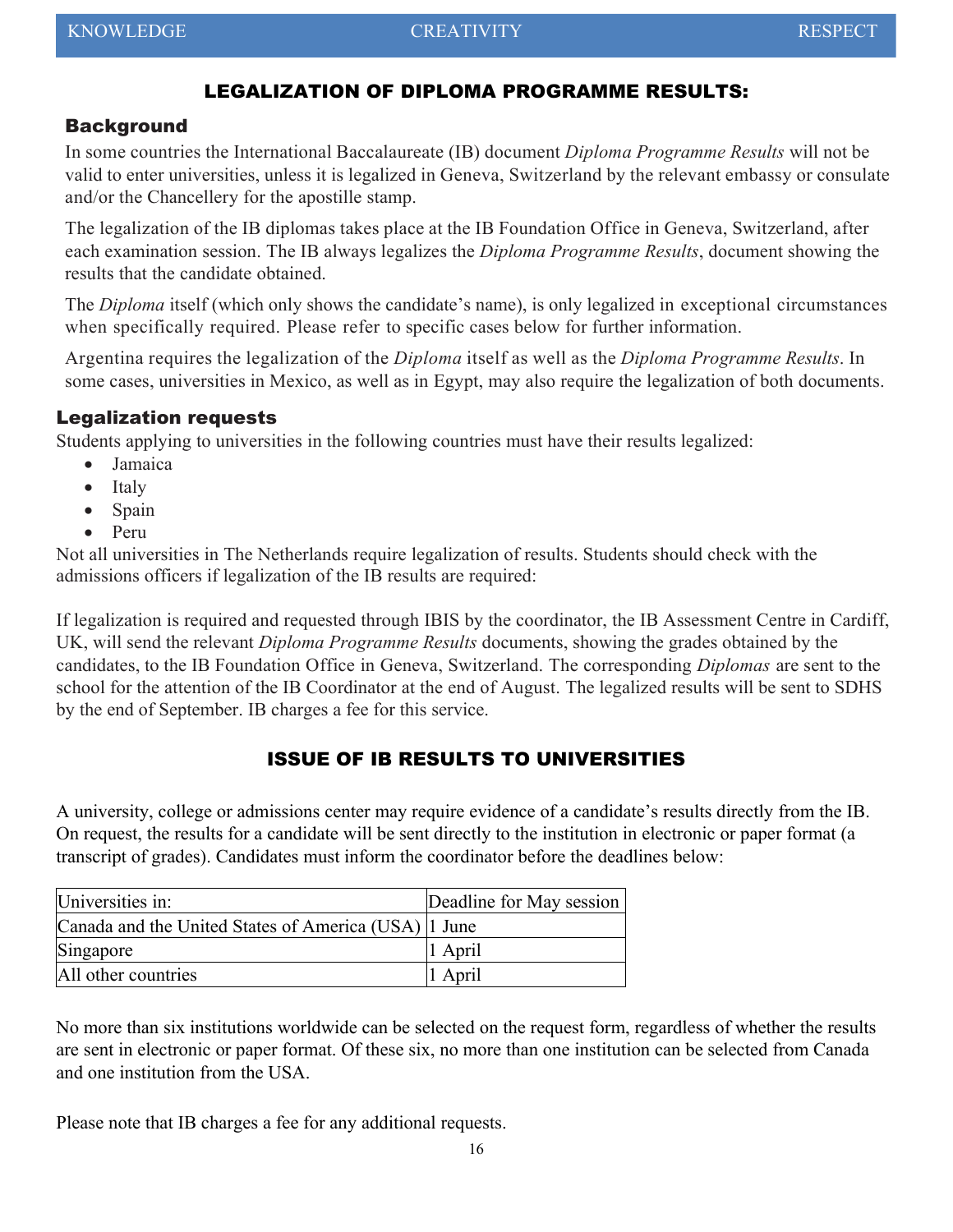## LEGALIZATION OF DIPLOMA PROGRAMME RESULTS:

### Background

In some countries the International Baccalaureate (IB) document *Diploma Programme Results* will not be valid to enter universities, unless it is legalized in Geneva, Switzerland by the relevant embassy or consulate and/or the Chancellery for the apostille stamp.

The legalization of the IB diplomas takes place at the IB Foundation Office in Geneva, Switzerland, after each examination session. The IB always legalizes the *Diploma Programme Results*, document showing the results that the candidate obtained.

The *Diploma* itself (which only shows the candidate's name), is only legalized in exceptional circumstances when specifically required. Please refer to specific cases below for further information.

Argentina requires the legalization of the *Diploma* itself as well as the *Diploma Programme Results*. In some cases, universities in Mexico, as well as in Egypt, may also require the legalization of both documents.

### Legalization requests

Students applying to universities in the following countries must have their results legalized:

- Jamaica
- Italy
- Spain
- Peru

Not all universities in The Netherlands require legalization of results. Students should check with the admissions officers if legalization of the IB results are required:

If legalization is required and requested through IBIS by the coordinator, the IB Assessment Centre in Cardiff, UK, will send the relevant *Diploma Programme Results* documents, showing the grades obtained by the candidates, to the IB Foundation Office in Geneva, Switzerland. The corresponding *Diplomas* are sent to the school for the attention of the IB Coordinator at the end of August. The legalized results will be sent to SDHS by the end of September. IB charges a fee for this service.

## ISSUE OF IB RESULTS TO UNIVERSITIES

A university, college or admissions center may require evidence of a candidate's results directly from the IB. On request, the results for a candidate will be sent directly to the institution in electronic or paper format (a transcript of grades). Candidates must inform the coordinator before the deadlines below:

| Universities in: | Deadline for May session |
|---|---|
| Canada and the United States of America (USA) | 1 June |
| Singapore | 1 April |
| All other countries | 1 April |

No more than six institutions worldwide can be selected on the request form, regardless of whether the results are sent in electronic or paper format. Of these six, no more than one institution can be selected from Canada and one institution from the USA.

Please note that IB charges a fee for any additional requests.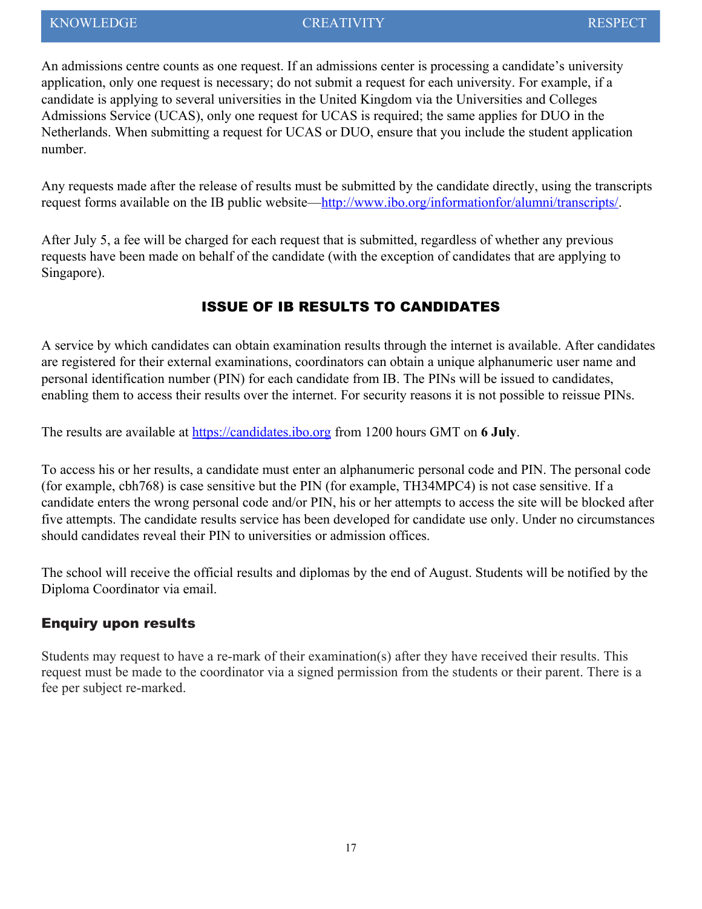An admissions centre counts as one request. If an admissions center is processing a candidate's university application, only one request is necessary; do not submit a request for each university. For example, if a candidate is applying to several universities in the United Kingdom via the Universities and Colleges Admissions Service (UCAS), only one request for UCAS is required; the same applies for DUO in the Netherlands. When submitting a request for UCAS or DUO, ensure that you include the student application number.

Any requests made after the release of results must be submitted by the candidate directly, using the transcripts request forms available on the IB public website—[http://www.ibo.org/informationfor/alumni/transcripts/](http://www.ibo.org/informationfor/alumni/transcripts/).

After July 5, a fee will be charged for each request that is submitted, regardless of whether any previous requests have been made on behalf of the candidate (with the exception of candidates that are applying to Singapore).

## ISSUE OF IB RESULTS TO CANDIDATES

A service by which candidates can obtain examination results through the internet is available. After candidates are registered for their external examinations, coordinators can obtain a unique alphanumeric user name and personal identification number (PIN) for each candidate from IB. The PINs will be issued to candidates, enabling them to access their results over the internet. For security reasons it is not possible to reissue PINs.

The results are available at [https://candidates.ibo.org](https://candidates.ibo.org) from 1200 hours GMT on **6 July**.

To access his or her results, a candidate must enter an alphanumeric personal code and PIN. The personal code (for example, cbh768) is case sensitive but the PIN (for example, TH34MPC4) is not case sensitive. If a candidate enters the wrong personal code and/or PIN, his or her attempts to access the site will be blocked after five attempts. The candidate results service has been developed for candidate use only. Under no circumstances should candidates reveal their PIN to universities or admission offices.

The school will receive the official results and diplomas by the end of August. Students will be notified by the Diploma Coordinator via email.

### Enquiry upon results

Students may request to have a re-mark of their examination(s) after they have received their results. This request must be made to the coordinator via a signed permission from the students or their parent. There is a fee per subject re-marked.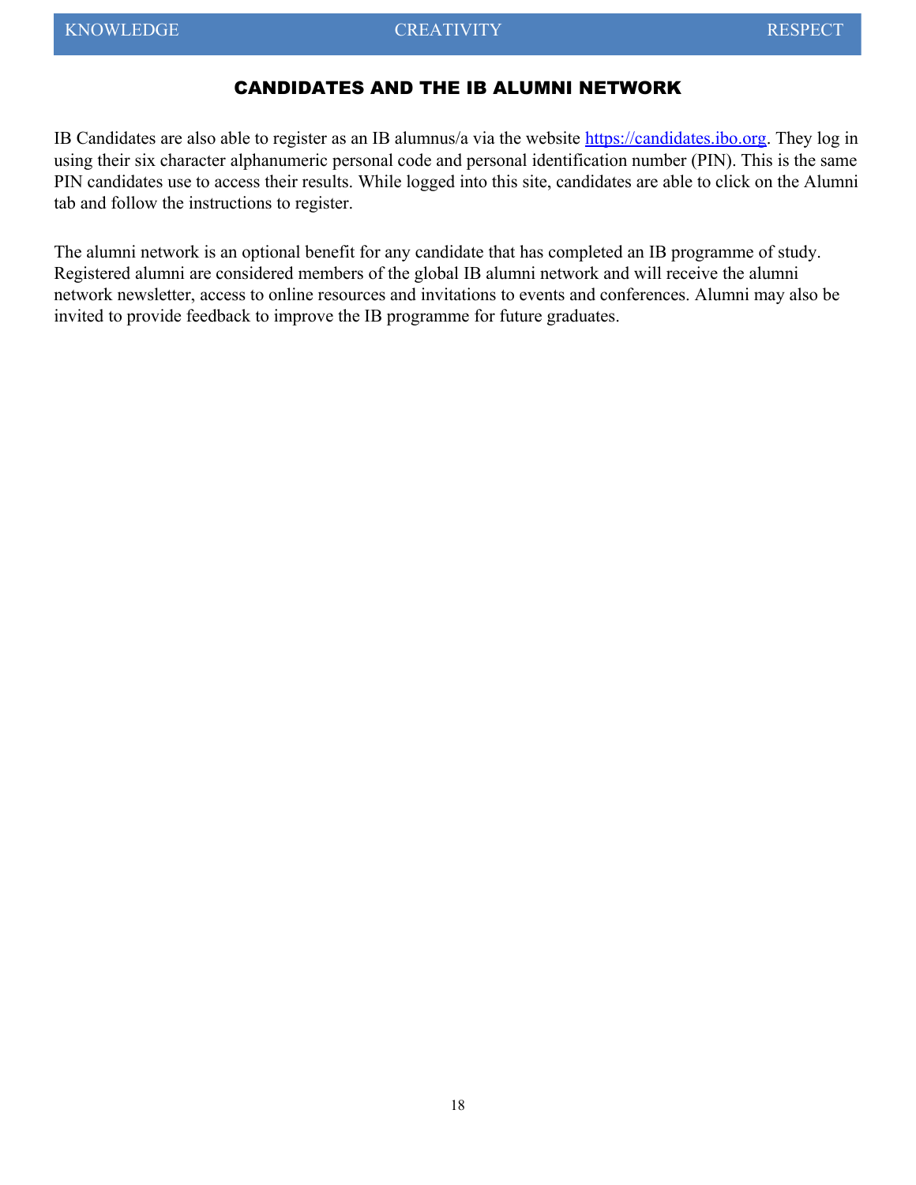# CANDIDATES AND THE IB ALUMNI NETWORK

IB Candidates are also able to register as an IB alumnus/a via the website [https://candidates.ibo.org](https://candidates.ibo.org). They log in using their six character alphanumeric personal code and personal identification number (PIN). This is the same PIN candidates use to access their results. While logged into this site, candidates are able to click on the Alumni tab and follow the instructions to register.

The alumni network is an optional benefit for any candidate that has completed an IB programme of study. Registered alumni are considered members of the global IB alumni network and will receive the alumni network newsletter, access to online resources and invitations to events and conferences. Alumni may also be invited to provide feedback to improve the IB programme for future graduates.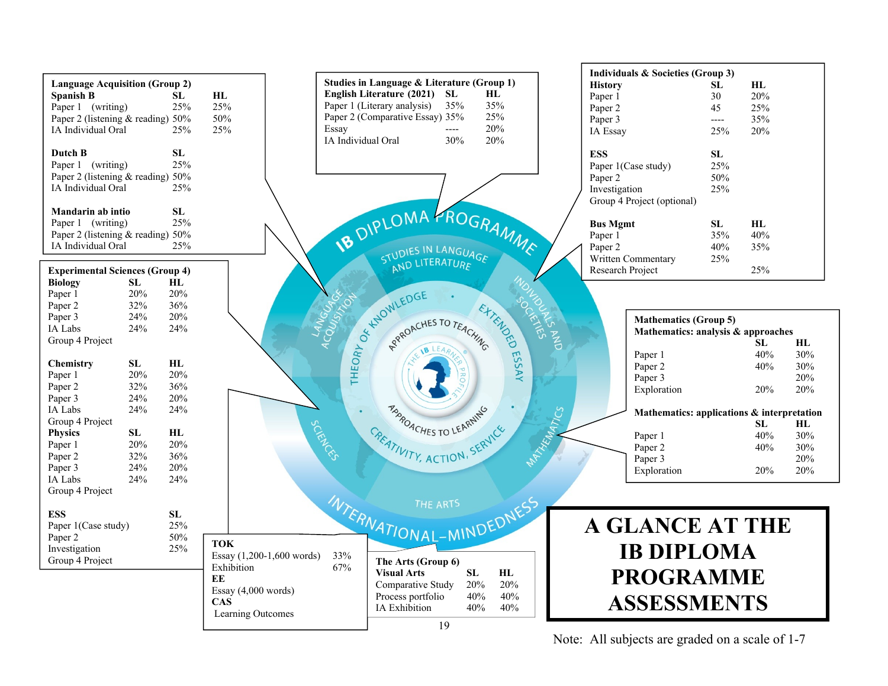# A GLANCE AT THE IB DIPLOMA PROGRAMME ASSESSMENTS

Note: All subjects are graded on a scale of 1-7

## Studies in Language & Literature (Group 1)

| English Literature (2021) | SL | HL |
|---|---|---|
| Paper 1 (Literary analysis) | 35% | 35% |
| Paper 2 (Comparative Essay) | 35% | 25% |
| Essay | ---- | 20% |
| IA Individual Oral | 30% | 20% |

## Language Acquisition (Group 2)

| Spanish B | SL | HL |
|---|---|---|
| Paper 1 (writing) | 25% | 25% |
| Paper 2 (listening & reading) | 50% | 50% |
| IA Individual Oral | 25% | 25% |

| Dutch B | SL |
|---|---|
| Paper 1 (writing) | 25% |
| Paper 2 (listening & reading) | 50% |
| IA Individual Oral | 25% |

| Mandarin ab intio | SL |
|---|---|
| Paper 1 (writing) | 25% |
| Paper 2 (listening & reading) | 50% |
| IA Individual Oral | 25% |

## Individuals & Societies (Group 3)

| History | SL | HL |
|---|---|---|
| Paper 1 | 30 | 20% |
| Paper 2 | 45 | 25% |
| Paper 3 | ---- | 35% |
| IA Essay | 25% | 20% |

| ESS | SL |
|---|---|
| Paper 1(Case study) | 25% |
| Paper 2 | 50% |
| Investigation | 25% |
| Group 4 Project (optional) | |

| Bus Mgmt | SL | HL |
|---|---|---|
| Paper 1 | 35% | 40% |
| Paper 2 | 40% | 35% |
| Written Commentary | 25% | |
| Research Project | | 25% |

## Experimental Sciences (Group 4)

| Biology | SL | HL |
|---|---|---|
| Paper 1 | 20% | 20% |
| Paper 2 | 32% | 36% |
| Paper 3 | 24% | 20% |
| IA Labs | 24% | 24% |
| Group 4 Project | | |

| Chemistry | SL | HL |
|---|---|---|
| Paper 1 | 20% | 20% |
| Paper 2 | 32% | 36% |
| Paper 3 | 24% | 20% |
| IA Labs | 24% | 24% |
| Group 4 Project | | |

| Physics | SL | HL |
|---|---|---|
| Paper 1 | 20% | 20% |
| Paper 2 | 32% | 36% |
| Paper 3 | 24% | 20% |
| IA Labs | 24% | 24% |
| Group 4 Project | | |

| ESS | SL |
|---|---|
| Paper 1(Case study) | 25% |
| Paper 2 | 50% |
| Investigation | 25% |
| Group 4 Project | |

## Mathematics (Group 5)

| Mathematics: analysis & approaches | SL | HL |
|---|---|---|
| Paper 1 | 40% | 30% |
| Paper 2 | 40% | 30% |
| Paper 3 | | 20% |
| Exploration | 20% | 20% |

| Mathematics: applications & interpretation | SL | HL |
|---|---|---|
| Paper 1 | 40% | 30% |
| Paper 2 | 40% | 30% |
| Paper 3 | | 20% |
| Exploration | 20% | 20% |

## The Arts (Group 6)

| Visual Arts | SL | HL |
|---|---|---|
| Comparative Study | 20% | 20% |
| Process portfolio | 40% | 40% |
| IA Exhibition | 40% | 40% |

## Core

**TOK**

| | |
|---|---|
| Essay (1,200-1,600 words) | 33% |
| Exhibition | 67% |

**EE**

Essay (4,000 words)

**CAS**

Learning Outcomes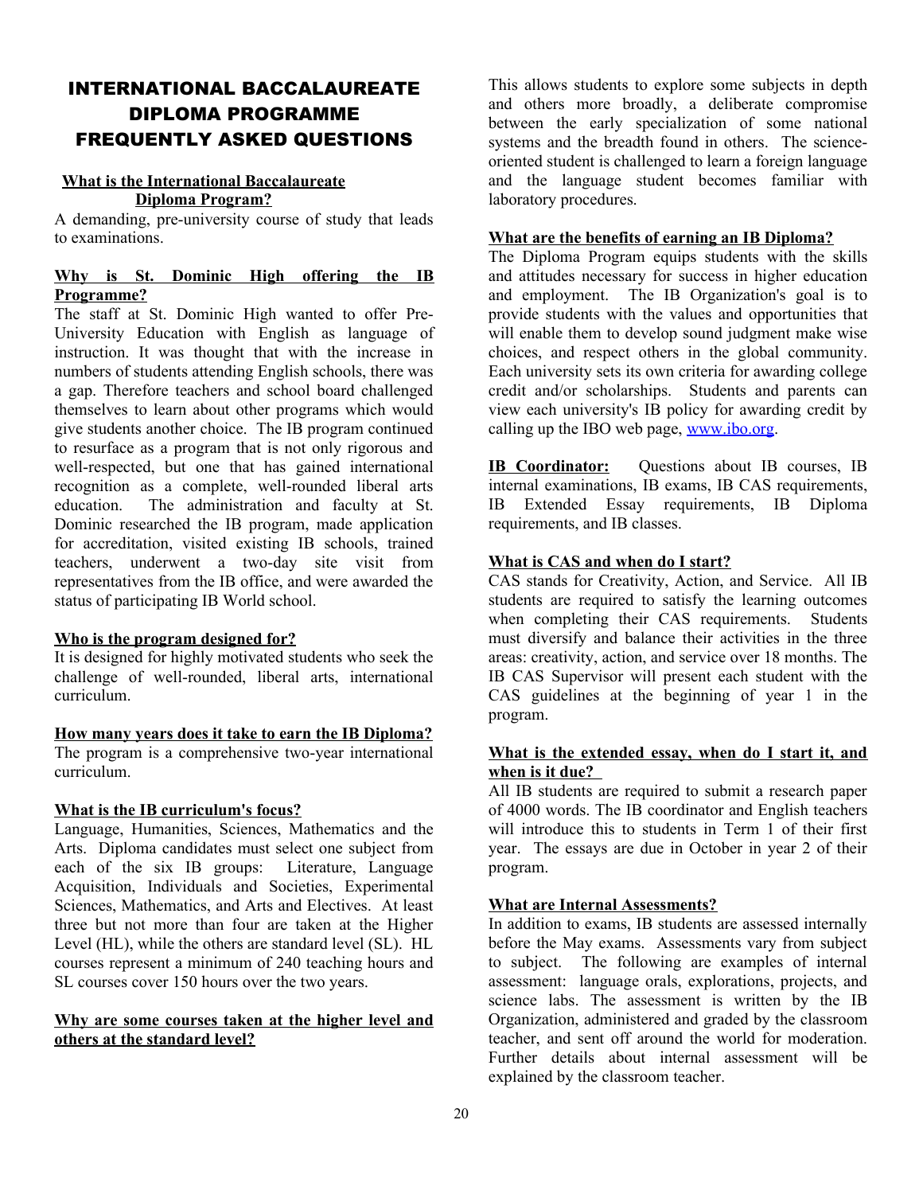# INTERNATIONAL BACCALAUREATE DIPLOMA PROGRAMME FREQUENTLY ASKED QUESTIONS

**What is the International Baccalaureate Diploma Program?**

A demanding, pre-university course of study that leads to examinations.

**Why is St. Dominic High offering the IB Programme?**

The staff at St. Dominic High wanted to offer Pre-University Education with English as language of instruction. It was thought that with the increase in numbers of students attending English schools, there was a gap. Therefore teachers and school board challenged themselves to learn about other programs which would give students another choice. The IB program continued to resurface as a program that is not only rigorous and well-respected, but one that has gained international recognition as a complete, well-rounded liberal arts education. The administration and faculty at St. Dominic researched the IB program, made application for accreditation, visited existing IB schools, trained teachers, underwent a two-day site visit from representatives from the IB office, and were awarded the status of participating IB World school.

**Who is the program designed for?**

It is designed for highly motivated students who seek the challenge of well-rounded, liberal arts, international curriculum.

**How many years does it take to earn the IB Diploma?**

The program is a comprehensive two-year international curriculum.

**What is the IB curriculum's focus?**

Language, Humanities, Sciences, Mathematics and the Arts. Diploma candidates must select one subject from each of the six IB groups: Literature, Language Acquisition, Individuals and Societies, Experimental Sciences, Mathematics, and Arts and Electives. At least three but not more than four are taken at the Higher Level (HL), while the others are standard level (SL). HL courses represent a minimum of 240 teaching hours and SL courses cover 150 hours over the two years.

**Why are some courses taken at the higher level and others at the standard level?**

This allows students to explore some subjects in depth and others more broadly, a deliberate compromise between the early specialization of some national systems and the breadth found in others. The science-oriented student is challenged to learn a foreign language and the language student becomes familiar with laboratory procedures.

**What are the benefits of earning an IB Diploma?**

The Diploma Program equips students with the skills and attitudes necessary for success in higher education and employment. The IB Organization's goal is to provide students with the values and opportunities that will enable them to develop sound judgment make wise choices, and respect others in the global community. Each university sets its own criteria for awarding college credit and/or scholarships. Students and parents can view each university's IB policy for awarding credit by calling up the IBO web page, www.ibo.org.

**IB Coordinator:** Questions about IB courses, IB internal examinations, IB exams, IB CAS requirements, IB Extended Essay requirements, IB Diploma requirements, and IB classes.

**What is CAS and when do I start?**

CAS stands for Creativity, Action, and Service. All IB students are required to satisfy the learning outcomes when completing their CAS requirements. Students must diversify and balance their activities in the three areas: creativity, action, and service over 18 months. The IB CAS Supervisor will present each student with the CAS guidelines at the beginning of year 1 in the program.

**What is the extended essay, when do I start it, and when is it due?**

All IB students are required to submit a research paper of 4000 words. The IB coordinator and English teachers will introduce this to students in Term 1 of their first year. The essays are due in October in year 2 of their program.

**What are Internal Assessments?**

In addition to exams, IB students are assessed internally before the May exams. Assessments vary from subject to subject. The following are examples of internal assessment: language orals, explorations, projects, and science labs. The assessment is written by the IB Organization, administered and graded by the classroom teacher, and sent off around the world for moderation. Further details about internal assessment will be explained by the classroom teacher.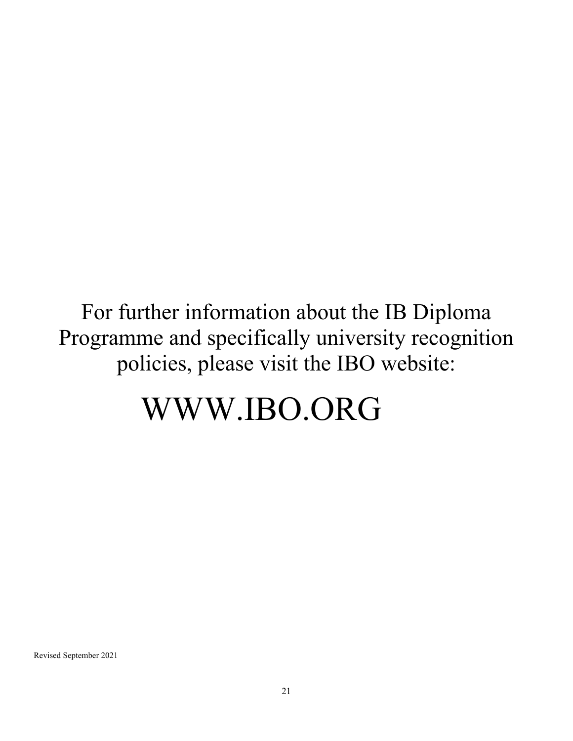For further information about the IB Diploma Programme and specifically university recognition policies, please visit the IBO website:

# WWW.IBO.ORG

Revised September 2021